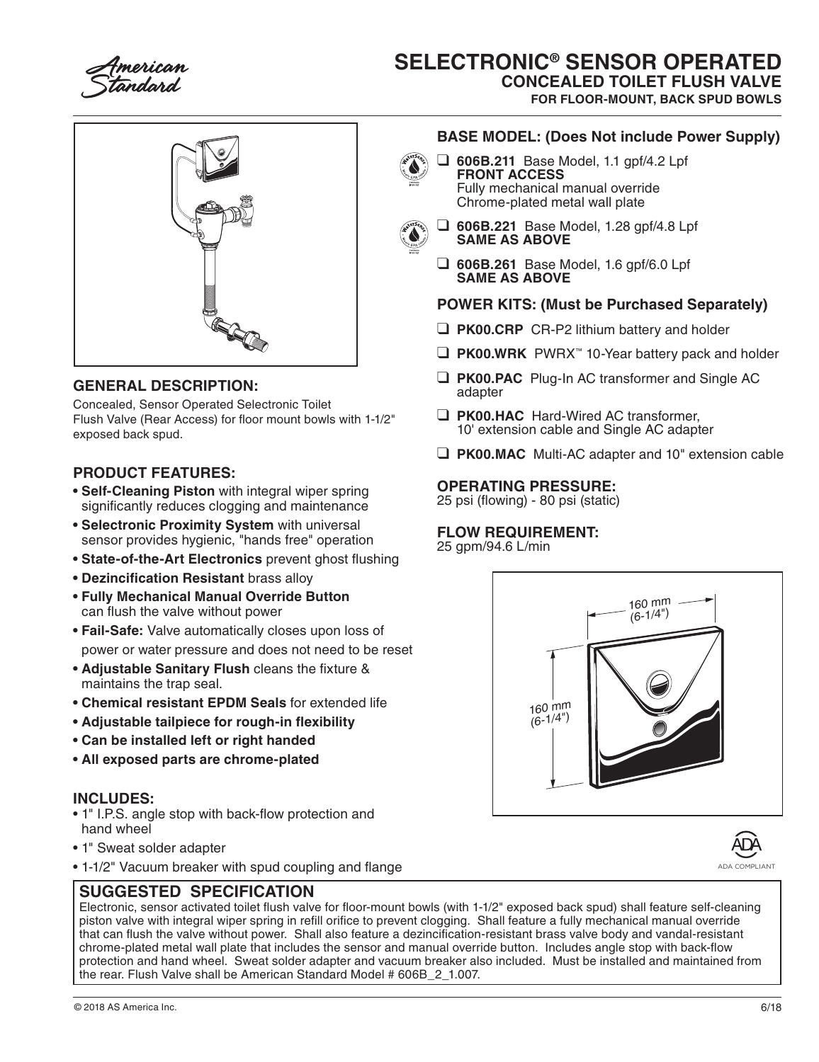American Standard

# SELECTRONIC® SENSOR OPERATED
## CONCEALED TOILET FLUSH VALVE
### FOR FLOOR-MOUNT, BACK SPUD BOWLS

## GENERAL DESCRIPTION:

Concealed, Sensor Operated Selectronic Toilet Flush Valve (Rear Access) for floor mount bowls with 1-1/2" exposed back spud.

## PRODUCT FEATURES:

- **Self-Cleaning Piston** with integral wiper spring significantly reduces clogging and maintenance
- **Selectronic Proximity System** with universal sensor provides hygienic, "hands free" operation
- **State-of-the-Art Electronics** prevent ghost flushing
- **Dezincification Resistant** brass alloy
- **Fully Mechanical Manual Override Button** can flush the valve without power
- **Fail-Safe:** Valve automatically closes upon loss of power or water pressure and does not need to be reset
- **Adjustable Sanitary Flush** cleans the fixture & maintains the trap seal.
- **Chemical resistant EPDM Seals** for extended life
- **Adjustable tailpiece for rough-in flexibility**
- **Can be installed left or right handed**
- **All exposed parts are chrome-plated**

## INCLUDES:

- 1" I.P.S. angle stop with back-flow protection and hand wheel
- 1" Sweat solder adapter
- 1-1/2" Vacuum breaker with spud coupling and flange

## BASE MODEL: (Does Not include Power Supply)

- ❑ **606B.211** Base Model, 1.1 gpf/4.2 Lpf
  **FRONT ACCESS**
  Fully mechanical manual override
  Chrome-plated metal wall plate
- ❑ **606B.221** Base Model, 1.28 gpf/4.8 Lpf
  **SAME AS ABOVE**
- ❑ **606B.261** Base Model, 1.6 gpf/6.0 Lpf
  **SAME AS ABOVE**

## POWER KITS: (Must be Purchased Separately)

- ❑ **PK00.CRP** CR-P2 lithium battery and holder
- ❑ **PK00.WRK** PWRX™ 10-Year battery pack and holder
- ❑ **PK00.PAC** Plug-In AC transformer and Single AC adapter
- ❑ **PK00.HAC** Hard-Wired AC transformer, 10' extension cable and Single AC adapter
- ❑ **PK00.MAC** Multi-AC adapter and 10" extension cable

## OPERATING PRESSURE:

25 psi (flowing) - 80 psi (static)

## FLOW REQUIREMENT:

25 gpm/94.6 L/min

160 mm (6-1/4")

160 mm (6-1/4")

ADA COMPLIANT

## SUGGESTED SPECIFICATION

Electronic, sensor activated toilet flush valve for floor-mount bowls (with 1-1/2" exposed back spud) shall feature self-cleaning piston valve with integral wiper spring in refill orifice to prevent clogging. Shall feature a fully mechanical manual override that can flush the valve without power. Shall also feature a dezincification-resistant brass valve body and vandal-resistant chrome-plated metal wall plate that includes the sensor and manual override button. Includes angle stop with back-flow protection and hand wheel. Sweat solder adapter and vacuum breaker also included. Must be installed and maintained from the rear. Flush Valve shall be American Standard Model # 606B_2_1.007.

© 2018 AS America Inc. 6/18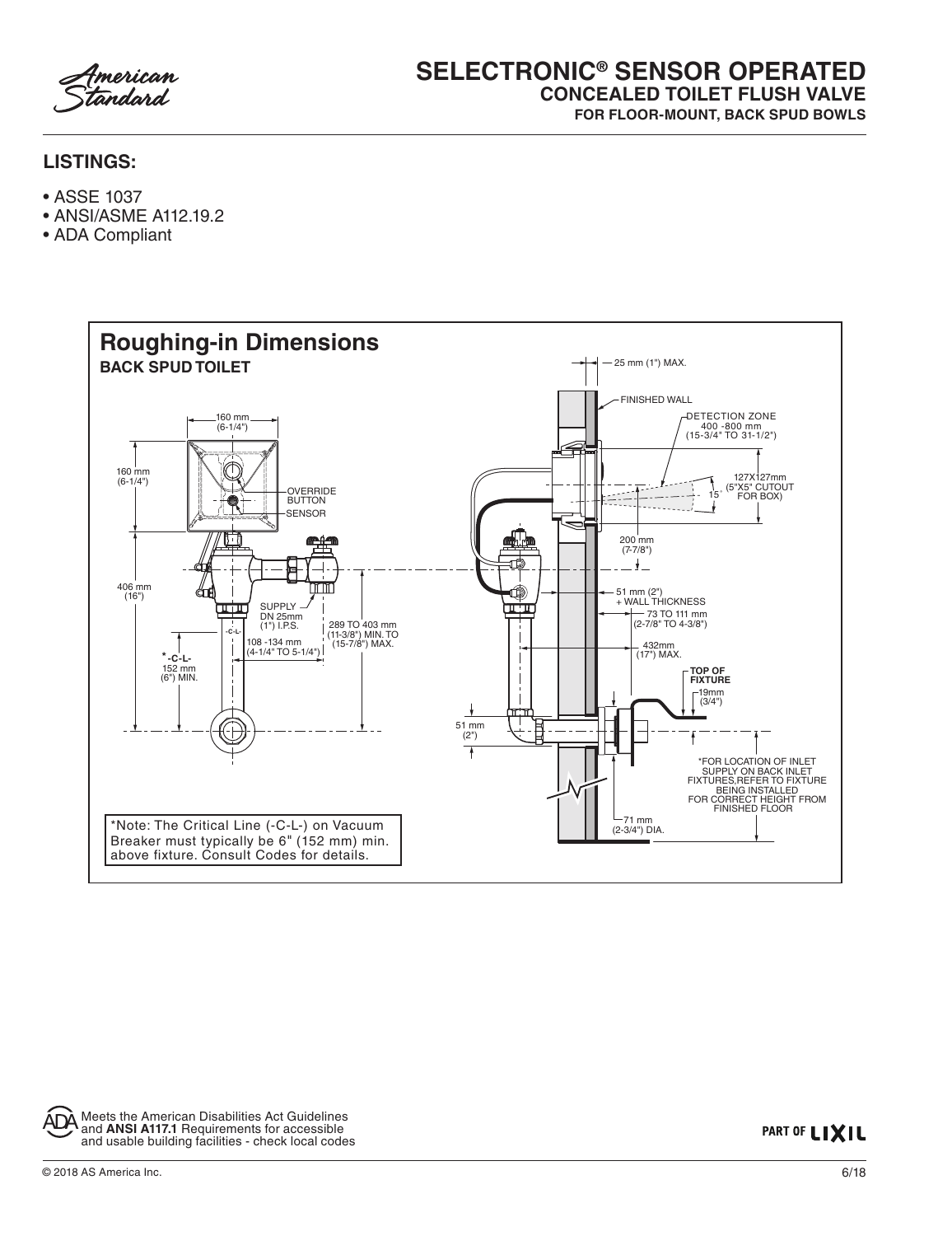American Standard

# SELECTRONIC® SENSOR OPERATED
## CONCEALED TOILET FLUSH VALVE
### FOR FLOOR-MOUNT, BACK SPUD BOWLS

## LISTINGS:

- ASSE 1037
- ANSI/ASME A112.19.2
- ADA Compliant

## Roughing-in Dimensions

**BACK SPUD TOILET**

160 mm (6-1/4")

160 mm (6-1/4")

OVERRIDE BUTTON

SENSOR

406 mm (16")

SUPPLY DN 25mm (1") I.P.S.

-C-L-

108 -134 mm (4-1/4" TO 5-1/4")

289 TO 403 mm (11-3/8") MIN. TO (15-7/8") MAX.

* -C-L- 152 mm (6") MIN.

25 mm (1") MAX.

FINISHED WALL

DETECTION ZONE 400 -800 mm (15-3/4" TO 31-1/2")

127X127mm (5"X5" CUTOUT FOR BOX)

15°

200 mm (7-7/8")

51 mm (2") + WALL THICKNESS

73 TO 111 mm (2-7/8" TO 4-3/8")

432mm (17") MAX.

**TOP OF FIXTURE**

19mm (3/4")

51 mm (2")

*FOR LOCATION OF INLET SUPPLY ON BACK INLET FIXTURES,REFER TO FIXTURE BEING INSTALLED FOR CORRECT HEIGHT FROM FINISHED FLOOR

71 mm (2-3/4") DIA.

*Note: The Critical Line (-C-L-) on Vacuum Breaker must typically be 6" (152 mm) min. above fixture. Consult Codes for details.

ADA Meets the American Disabilities Act Guidelines and **ANSI A117.1** Requirements for accessible and usable building facilities - check local codes

PART OF LIXIL

© 2018 AS America Inc. 6/18